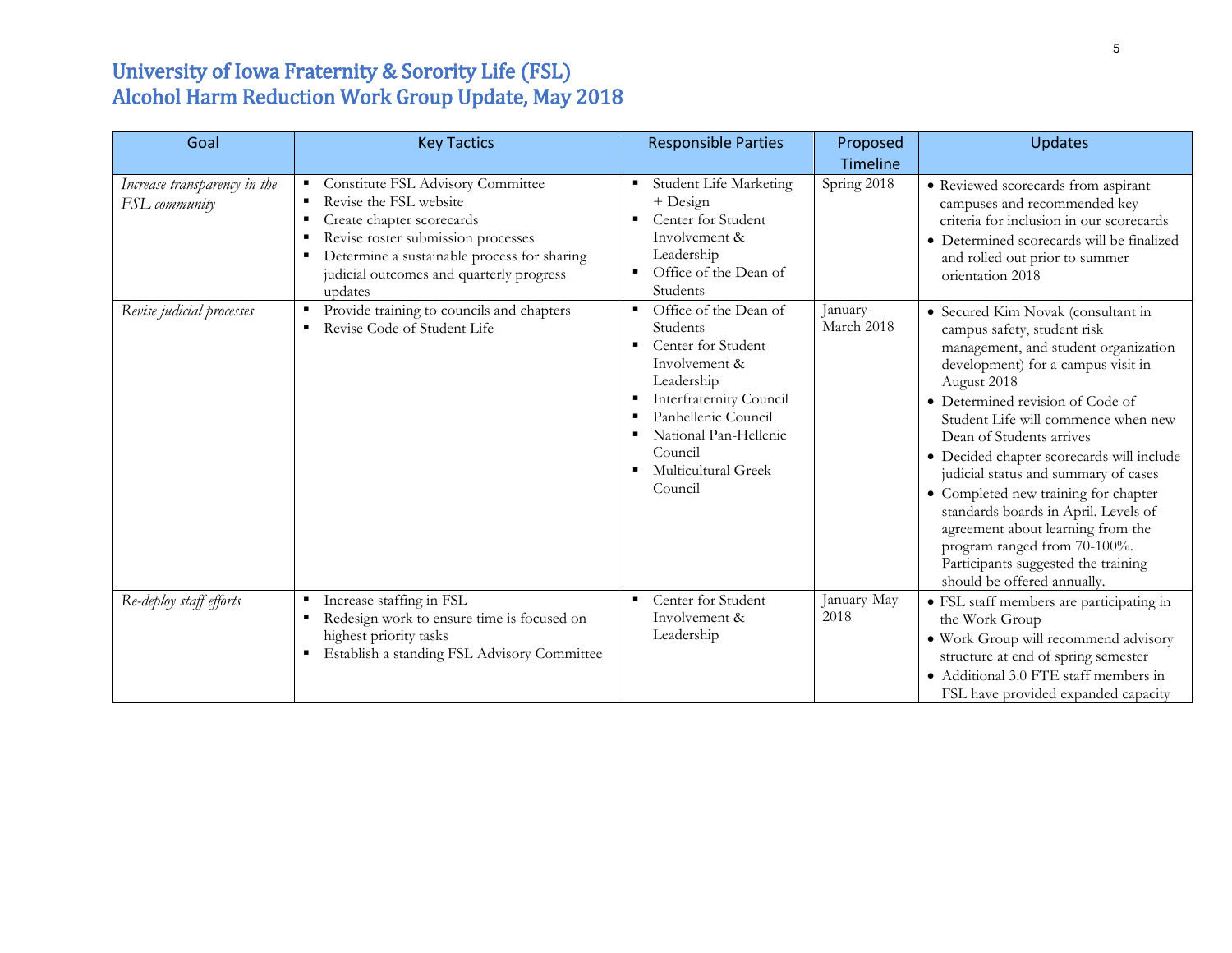# University of Iowa Fraternity & Sorority Life (FSL)
# Alcohol Harm Reduction Work Group Update, May 2018

| Goal | Key Tactics | Responsible Parties | Proposed Timeline | Updates |
|---|---|---|---|---|
| *Increase transparency in the FSL community* | ▪ Constitute FSL Advisory Committee<br>▪ Revise the FSL website<br>▪ Create chapter scorecards<br>▪ Revise roster submission processes<br>▪ Determine a sustainable process for sharing judicial outcomes and quarterly progress updates | ▪ Student Life Marketing + Design<br>▪ Center for Student Involvement & Leadership<br>▪ Office of the Dean of Students | Spring 2018 | • Reviewed scorecards from aspirant campuses and recommended key criteria for inclusion in our scorecards<br>• Determined scorecards will be finalized and rolled out prior to summer orientation 2018 |
| *Revise judicial processes* | ▪ Provide training to councils and chapters<br>▪ Revise Code of Student Life | ▪ Office of the Dean of Students<br>▪ Center for Student Involvement & Leadership<br>▪ Interfraternity Council<br>▪ Panhellenic Council<br>▪ National Pan-Hellenic Council<br>▪ Multicultural Greek Council | January-March 2018 | • Secured Kim Novak (consultant in campus safety, student risk management, and student organization development) for a campus visit in August 2018<br>• Determined revision of Code of Student Life will commence when new Dean of Students arrives<br>• Decided chapter scorecards will include judicial status and summary of cases<br>• Completed new training for chapter standards boards in April. Levels of agreement about learning from the program ranged from 70-100%. Participants suggested the training should be offered annually. |
| *Re-deploy staff efforts* | ▪ Increase staffing in FSL<br>▪ Redesign work to ensure time is focused on highest priority tasks<br>▪ Establish a standing FSL Advisory Committee | ▪ Center for Student Involvement & Leadership | January-May 2018 | • FSL staff members are participating in the Work Group<br>• Work Group will recommend advisory structure at end of spring semester<br>• Additional 3.0 FTE staff members in FSL have provided expanded capacity |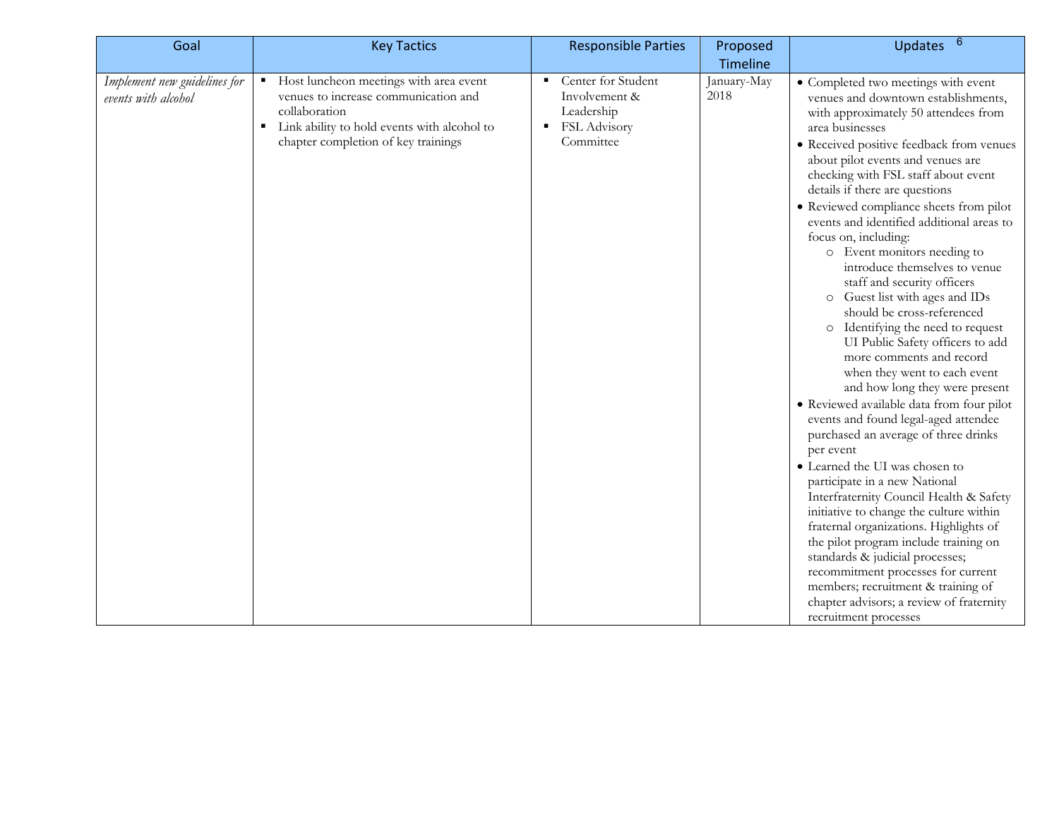| Goal | Key Tactics | Responsible Parties | Proposed Timeline | Updates |
|---|---|---|---|---|
| *Implement new guidelines for events with alcohol* | ▪ Host luncheon meetings with area event venues to increase communication and collaboration<br>▪ Link ability to hold events with alcohol to chapter completion of key trainings | ▪ Center for Student Involvement & Leadership<br>▪ FSL Advisory Committee | January-May 2018 | • Completed two meetings with event venues and downtown establishments, with approximately 50 attendees from area businesses<br>• Received positive feedback from venues about pilot events and venues are checking with FSL staff about event details if there are questions<br>• Reviewed compliance sheets from pilot events and identified additional areas to focus on, including:<br>&nbsp;&nbsp;&nbsp;&nbsp;○ Event monitors needing to introduce themselves to venue staff and security officers<br>&nbsp;&nbsp;&nbsp;&nbsp;○ Guest list with ages and IDs should be cross-referenced<br>&nbsp;&nbsp;&nbsp;&nbsp;○ Identifying the need to request UI Public Safety officers to add more comments and record when they went to each event and how long they were present<br>• Reviewed available data from four pilot events and found legal-aged attendee purchased an average of three drinks per event<br>• Learned the UI was chosen to participate in a new National Interfraternity Council Health & Safety initiative to change the culture within fraternal organizations. Highlights of the pilot program include training on standards & judicial processes; recommitment processes for current members; recruitment & training of chapter advisors; a review of fraternity recruitment processes |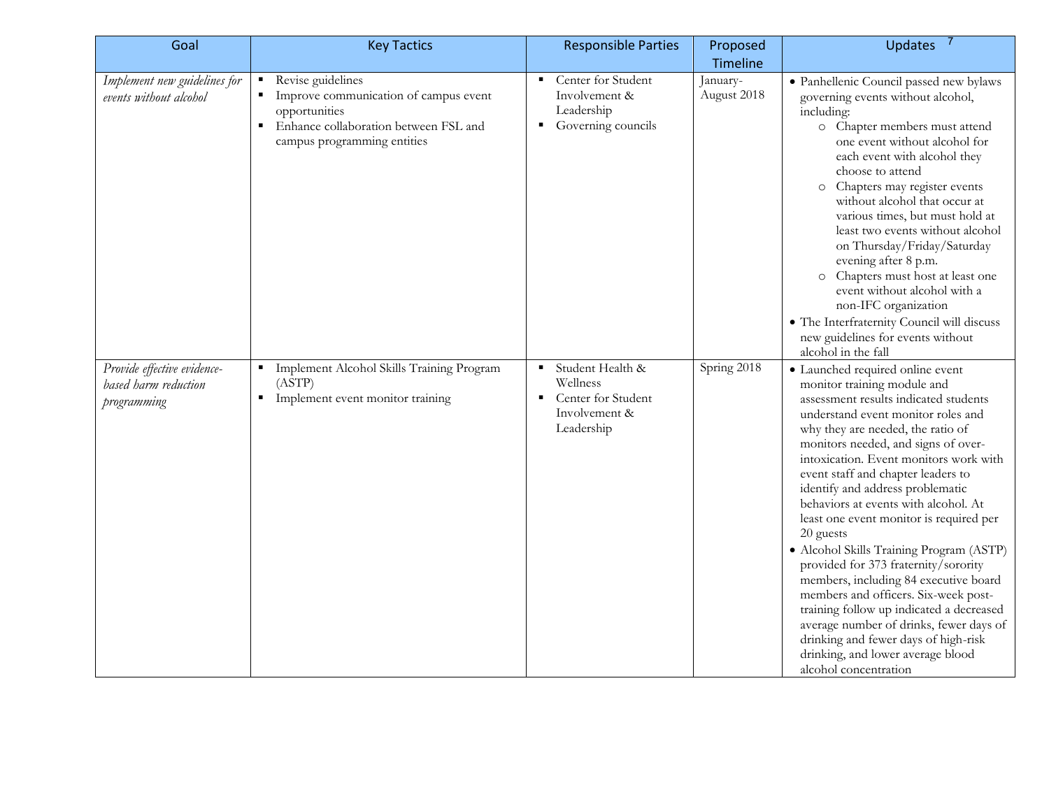| Goal | Key Tactics | Responsible Parties | Proposed Timeline | Updates |
|---|---|---|---|---|
| *Implement new guidelines for events without alcohol* | ▪ Revise guidelines<br>▪ Improve communication of campus event opportunities<br>▪ Enhance collaboration between FSL and campus programming entities | ▪ Center for Student Involvement & Leadership<br>▪ Governing councils | January-August 2018 | • Panhellenic Council passed new bylaws governing events without alcohol, including:<br>○ Chapter members must attend one event without alcohol for each event with alcohol they choose to attend<br>○ Chapters may register events without alcohol that occur at various times, but must hold at least two events without alcohol on Thursday/Friday/Saturday evening after 8 p.m.<br>○ Chapters must host at least one event without alcohol with a non-IFC organization<br>• The Interfraternity Council will discuss new guidelines for events without alcohol in the fall |
| *Provide effective evidence-based harm reduction programming* | ▪ Implement Alcohol Skills Training Program (ASTP)<br>▪ Implement event monitor training | ▪ Student Health & Wellness<br>▪ Center for Student Involvement & Leadership | Spring 2018 | • Launched required online event monitor training module and assessment results indicated students understand event monitor roles and why they are needed, the ratio of monitors needed, and signs of over-intoxication. Event monitors work with event staff and chapter leaders to identify and address problematic behaviors at events with alcohol. At least one event monitor is required per 20 guests<br>• Alcohol Skills Training Program (ASTP) provided for 373 fraternity/sorority members, including 84 executive board members and officers. Six-week post-training follow up indicated a decreased average number of drinks, fewer days of drinking and fewer days of high-risk drinking, and lower average blood alcohol concentration |